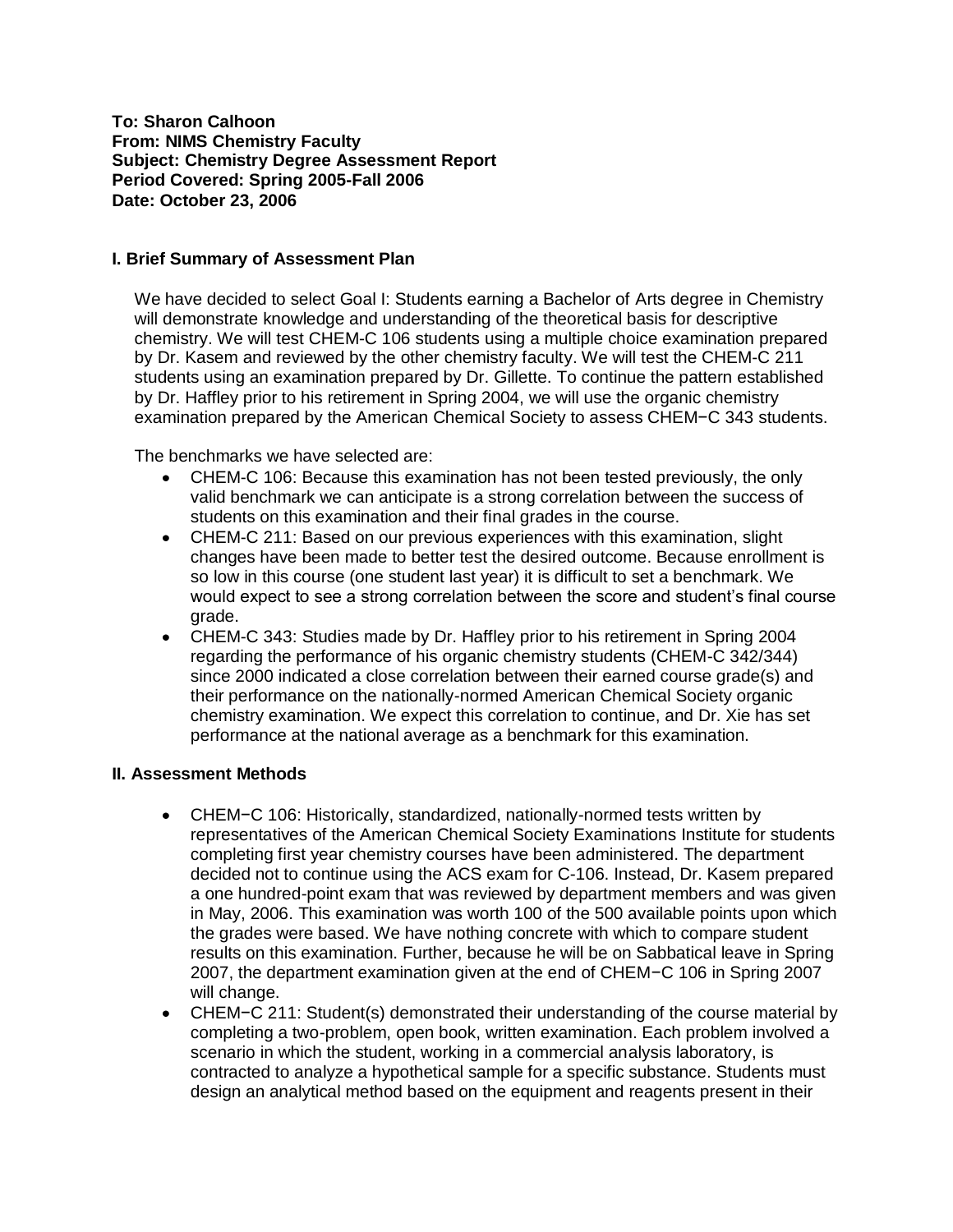**To: Sharon Calhoon**
**From: NIMS Chemistry Faculty**
**Subject: Chemistry Degree Assessment Report**
**Period Covered: Spring 2005-Fall 2006**
**Date: October 23, 2006**

## I. Brief Summary of Assessment Plan

We have decided to select Goal I: Students earning a Bachelor of Arts degree in Chemistry will demonstrate knowledge and understanding of the theoretical basis for descriptive chemistry. We will test CHEM-C 106 students using a multiple choice examination prepared by Dr. Kasem and reviewed by the other chemistry faculty. We will test the CHEM-C 211 students using an examination prepared by Dr. Gillette. To continue the pattern established by Dr. Haffley prior to his retirement in Spring 2004, we will use the organic chemistry examination prepared by the American Chemical Society to assess CHEM−C 343 students.

The benchmarks we have selected are:

- CHEM-C 106: Because this examination has not been tested previously, the only valid benchmark we can anticipate is a strong correlation between the success of students on this examination and their final grades in the course.
- CHEM-C 211: Based on our previous experiences with this examination, slight changes have been made to better test the desired outcome. Because enrollment is so low in this course (one student last year) it is difficult to set a benchmark. We would expect to see a strong correlation between the score and student's final course grade.
- CHEM-C 343: Studies made by Dr. Haffley prior to his retirement in Spring 2004 regarding the performance of his organic chemistry students (CHEM-C 342/344) since 2000 indicated a close correlation between their earned course grade(s) and their performance on the nationally-normed American Chemical Society organic chemistry examination. We expect this correlation to continue, and Dr. Xie has set performance at the national average as a benchmark for this examination.

## II. Assessment Methods

- CHEM−C 106: Historically, standardized, nationally-normed tests written by representatives of the American Chemical Society Examinations Institute for students completing first year chemistry courses have been administered. The department decided not to continue using the ACS exam for C-106. Instead, Dr. Kasem prepared a one hundred-point exam that was reviewed by department members and was given in May, 2006. This examination was worth 100 of the 500 available points upon which the grades were based. We have nothing concrete with which to compare student results on this examination. Further, because he will be on Sabbatical leave in Spring 2007, the department examination given at the end of CHEM−C 106 in Spring 2007 will change.
- CHEM−C 211: Student(s) demonstrated their understanding of the course material by completing a two-problem, open book, written examination. Each problem involved a scenario in which the student, working in a commercial analysis laboratory, is contracted to analyze a hypothetical sample for a specific substance. Students must design an analytical method based on the equipment and reagents present in their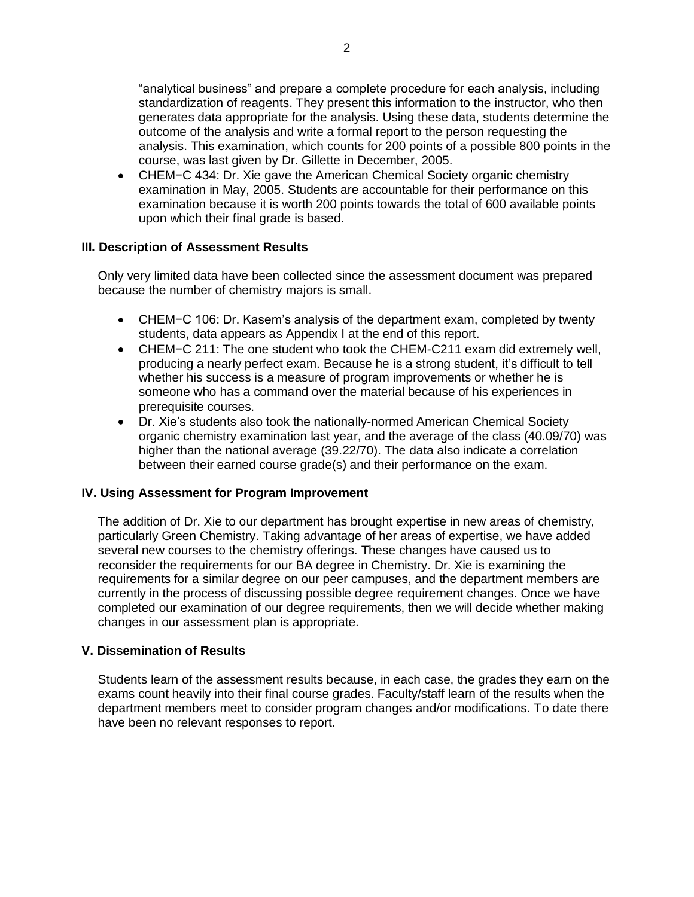"analytical business" and prepare a complete procedure for each analysis, including standardization of reagents. They present this information to the instructor, who then generates data appropriate for the analysis. Using these data, students determine the outcome of the analysis and write a formal report to the person requesting the analysis. This examination, which counts for 200 points of a possible 800 points in the course, was last given by Dr. Gillette in December, 2005.

- CHEM−C 434: Dr. Xie gave the American Chemical Society organic chemistry examination in May, 2005. Students are accountable for their performance on this examination because it is worth 200 points towards the total of 600 available points upon which their final grade is based.

### III. Description of Assessment Results

Only very limited data have been collected since the assessment document was prepared because the number of chemistry majors is small.

- CHEM−C 106: Dr. Kasem's analysis of the department exam, completed by twenty students, data appears as Appendix I at the end of this report.
- CHEM−C 211: The one student who took the CHEM-C211 exam did extremely well, producing a nearly perfect exam. Because he is a strong student, it's difficult to tell whether his success is a measure of program improvements or whether he is someone who has a command over the material because of his experiences in prerequisite courses.
- Dr. Xie's students also took the nationally-normed American Chemical Society organic chemistry examination last year, and the average of the class (40.09/70) was higher than the national average (39.22/70). The data also indicate a correlation between their earned course grade(s) and their performance on the exam.

### IV. Using Assessment for Program Improvement

The addition of Dr. Xie to our department has brought expertise in new areas of chemistry, particularly Green Chemistry. Taking advantage of her areas of expertise, we have added several new courses to the chemistry offerings. These changes have caused us to reconsider the requirements for our BA degree in Chemistry. Dr. Xie is examining the requirements for a similar degree on our peer campuses, and the department members are currently in the process of discussing possible degree requirement changes. Once we have completed our examination of our degree requirements, then we will decide whether making changes in our assessment plan is appropriate.

### V. Dissemination of Results

Students learn of the assessment results because, in each case, the grades they earn on the exams count heavily into their final course grades. Faculty/staff learn of the results when the department members meet to consider program changes and/or modifications. To date there have been no relevant responses to report.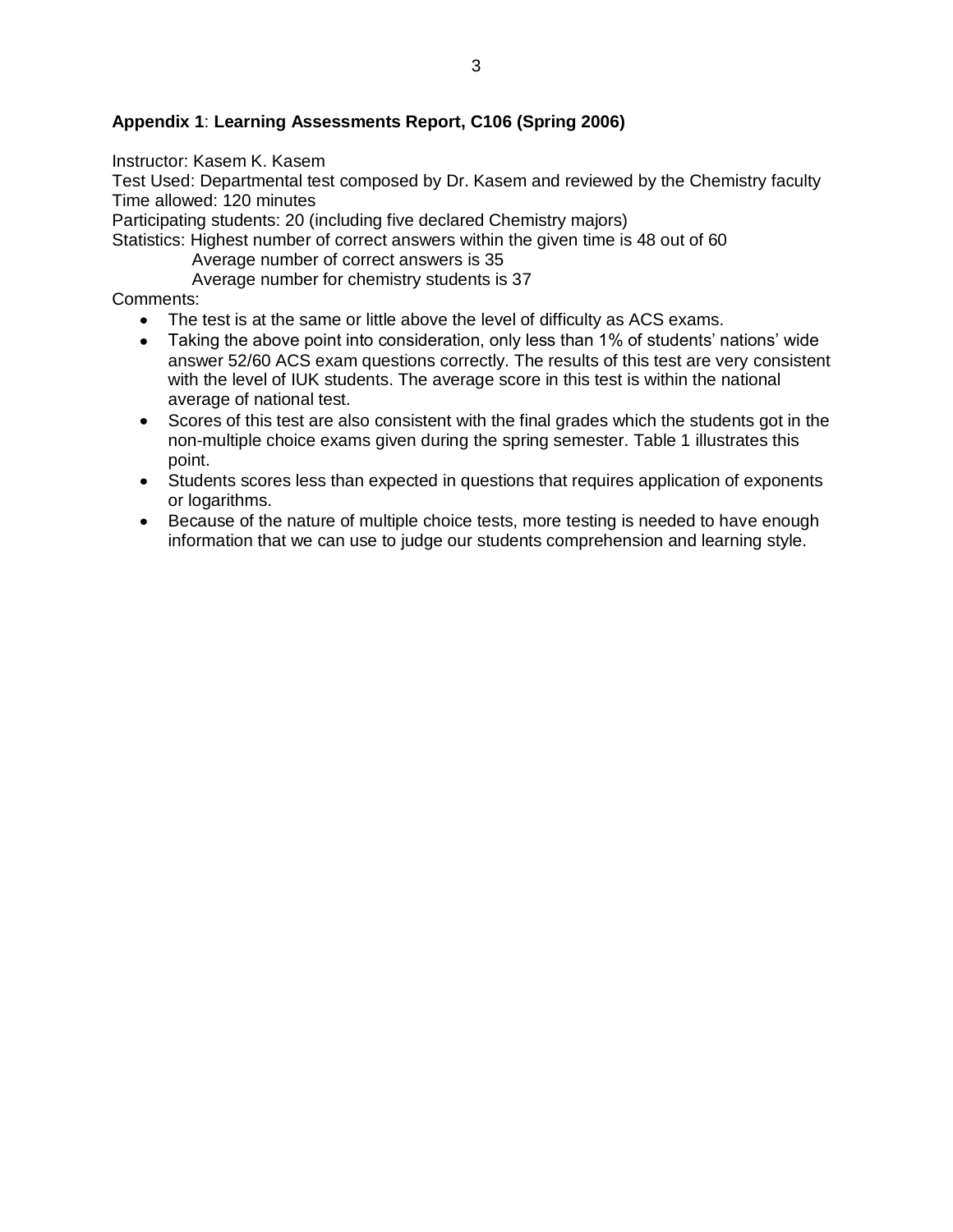**Appendix 1**: **Learning Assessments Report, C106 (Spring 2006)**

Instructor: Kasem K. Kasem
Test Used: Departmental test composed by Dr. Kasem and reviewed by the Chemistry faculty
Time allowed: 120 minutes
Participating students: 20 (including five declared Chemistry majors)
Statistics: Highest number of correct answers within the given time is 48 out of 60
Average number of correct answers is 35
Average number for chemistry students is 37

Comments:

- The test is at the same or little above the level of difficulty as ACS exams.
- Taking the above point into consideration, only less than 1% of students' nations' wide answer 52/60 ACS exam questions correctly. The results of this test are very consistent with the level of IUK students. The average score in this test is within the national average of national test.
- Scores of this test are also consistent with the final grades which the students got in the non-multiple choice exams given during the spring semester. Table 1 illustrates this point.
- Students scores less than expected in questions that requires application of exponents or logarithms.
- Because of the nature of multiple choice tests, more testing is needed to have enough information that we can use to judge our students comprehension and learning style.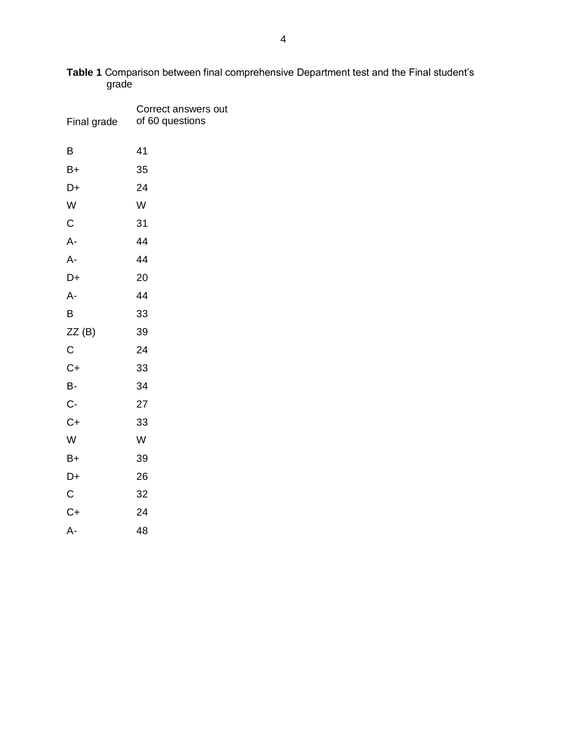**Table 1** Comparison between final comprehensive Department test and the Final student's grade

| Final grade | Correct answers out of 60 questions |
|---|---|
| B | 41 |
| B+ | 35 |
| D+ | 24 |
| W | W |
| C | 31 |
| A- | 44 |
| A- | 44 |
| D+ | 20 |
| A- | 44 |
| B | 33 |
| ZZ (B) | 39 |
| C | 24 |
| C+ | 33 |
| B- | 34 |
| C- | 27 |
| C+ | 33 |
| W | W |
| B+ | 39 |
| D+ | 26 |
| C | 32 |
| C+ | 24 |
| A- | 48 |